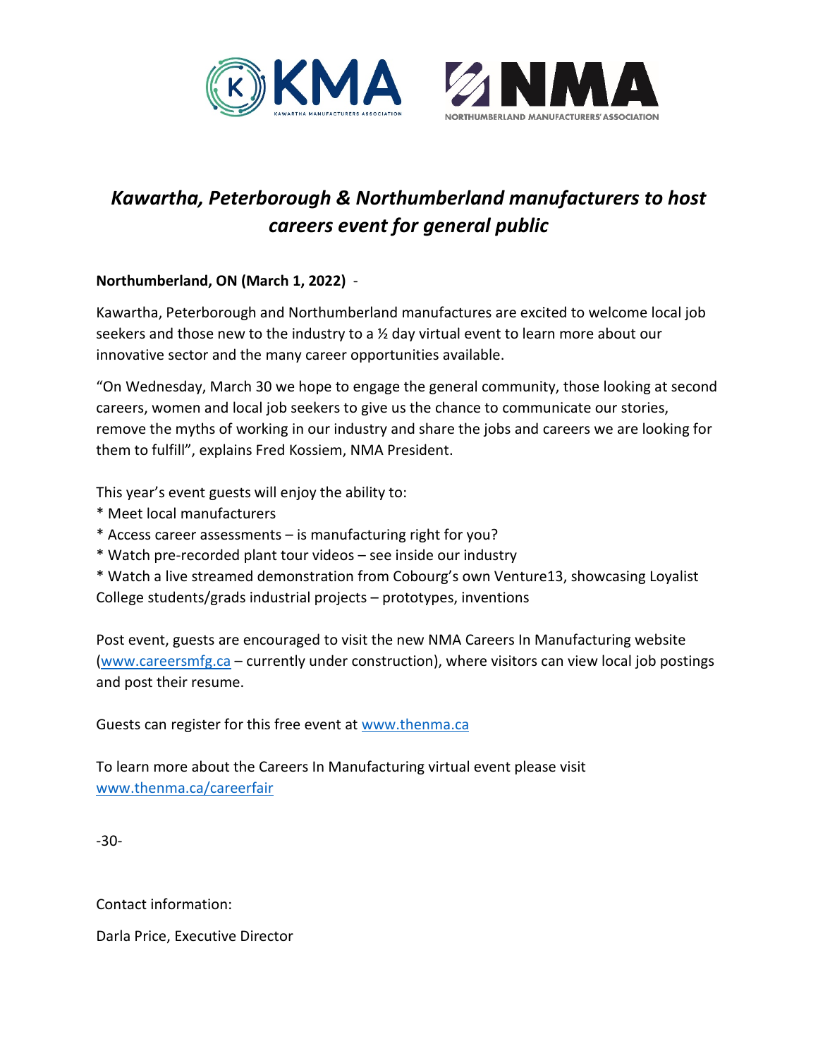# *Kawartha, Peterborough & Northumberland manufacturers to host careers event for general public*

**Northumberland, ON (March 1, 2022)** -

Kawartha, Peterborough and Northumberland manufactures are excited to welcome local job seekers and those new to the industry to a ½ day virtual event to learn more about our innovative sector and the many career opportunities available.

"On Wednesday, March 30 we hope to engage the general community, those looking at second careers, women and local job seekers to give us the chance to communicate our stories, remove the myths of working in our industry and share the jobs and careers we are looking for them to fulfill", explains Fred Kossiem, NMA President.

This year's event guests will enjoy the ability to:

* Meet local manufacturers
* Access career assessments – is manufacturing right for you?
* Watch pre-recorded plant tour videos – see inside our industry
* Watch a live streamed demonstration from Cobourg's own Venture13, showcasing Loyalist College students/grads industrial projects – prototypes, inventions

Post event, guests are encouraged to visit the new NMA Careers In Manufacturing website ([www.careersmfg.ca](http://www.careersmfg.ca) – currently under construction), where visitors can view local job postings and post their resume.

Guests can register for this free event at [www.thenma.ca](http://www.thenma.ca)

To learn more about the Careers In Manufacturing virtual event please visit [www.thenma.ca/careerfair](http://www.thenma.ca/careerfair)

-30-

Contact information:

Darla Price, Executive Director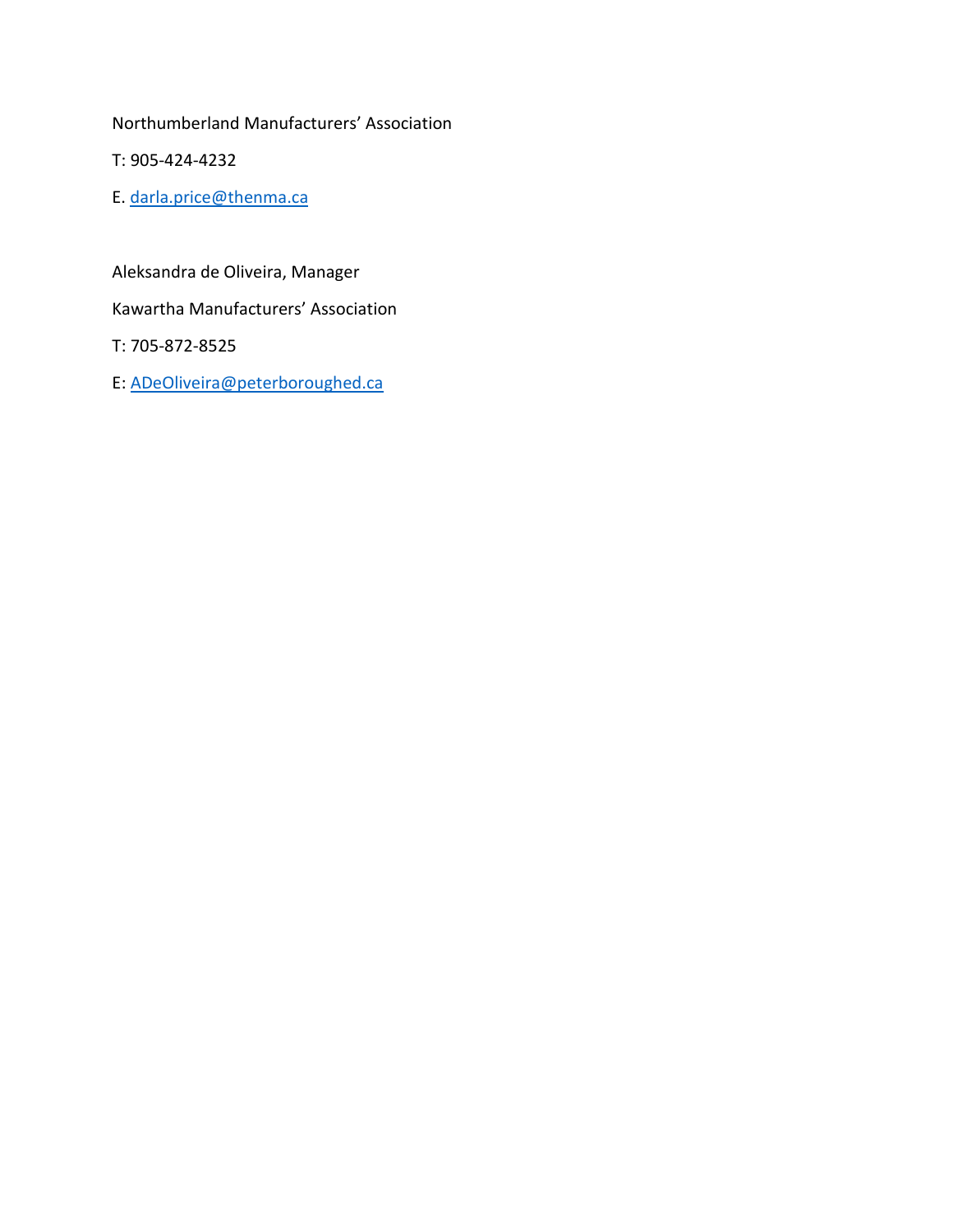Northumberland Manufacturers' Association

T: 905-424-4232

E. darla.price@thenma.ca

Aleksandra de Oliveira, Manager

Kawartha Manufacturers' Association

T: 705-872-8525

E: ADeOliveira@peterboroughed.ca